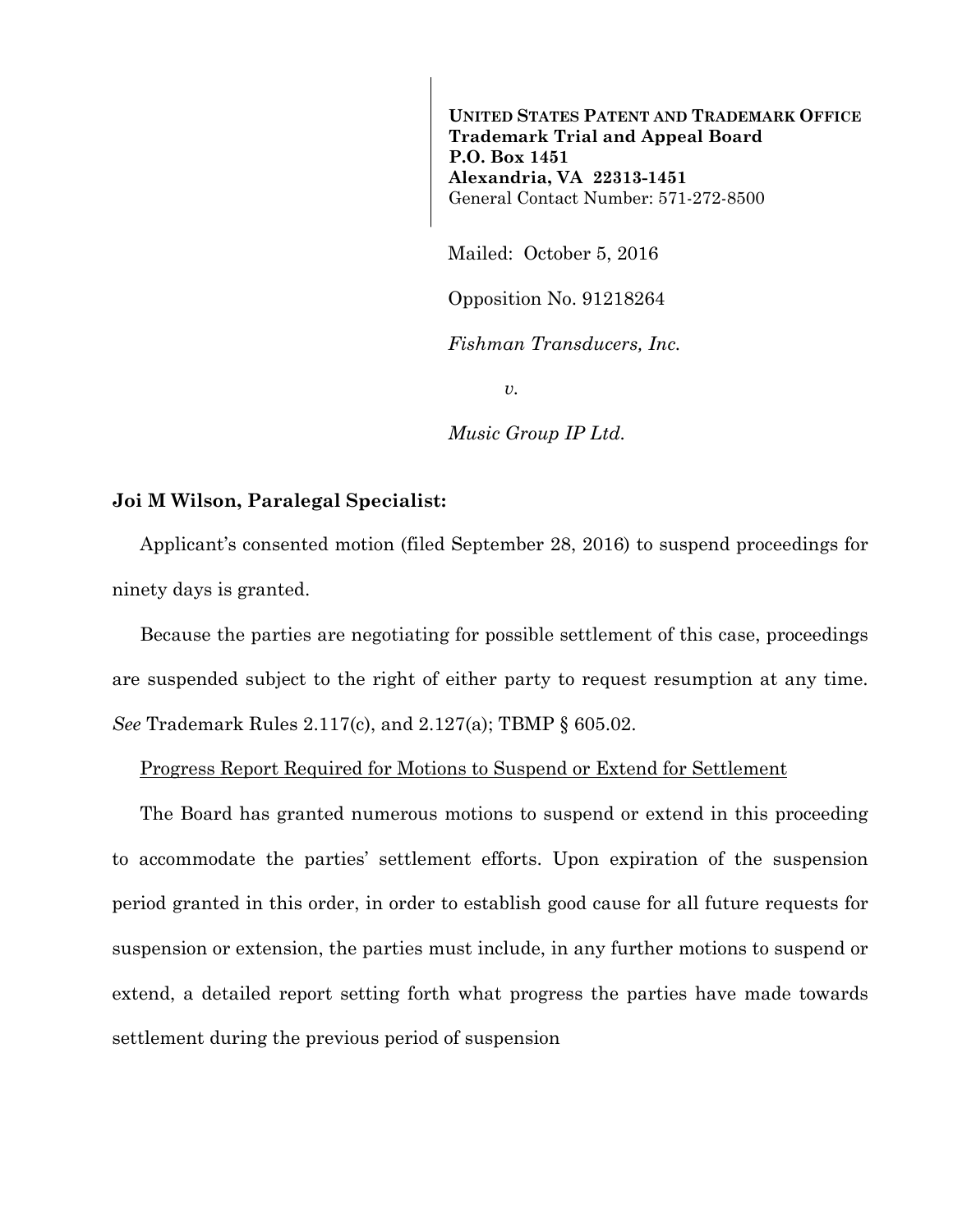**UNITED STATES PATENT AND TRADEMARK OFFICE**
**Trademark Trial and Appeal Board**
**P.O. Box 1451**
**Alexandria, VA 22313-1451**
General Contact Number: 571-272-8500

Mailed: October 5, 2016

Opposition No. 91218264

*Fishman Transducers, Inc.*

*v.*

*Music Group IP Ltd.*

**Joi M Wilson, Paralegal Specialist:**

Applicant's consented motion (filed September 28, 2016) to suspend proceedings for ninety days is granted.

Because the parties are negotiating for possible settlement of this case, proceedings are suspended subject to the right of either party to request resumption at any time. *See* Trademark Rules 2.117(c), and 2.127(a); TBMP § 605.02.

Progress Report Required for Motions to Suspend or Extend for Settlement

The Board has granted numerous motions to suspend or extend in this proceeding to accommodate the parties' settlement efforts. Upon expiration of the suspension period granted in this order, in order to establish good cause for all future requests for suspension or extension, the parties must include, in any further motions to suspend or extend, a detailed report setting forth what progress the parties have made towards settlement during the previous period of suspension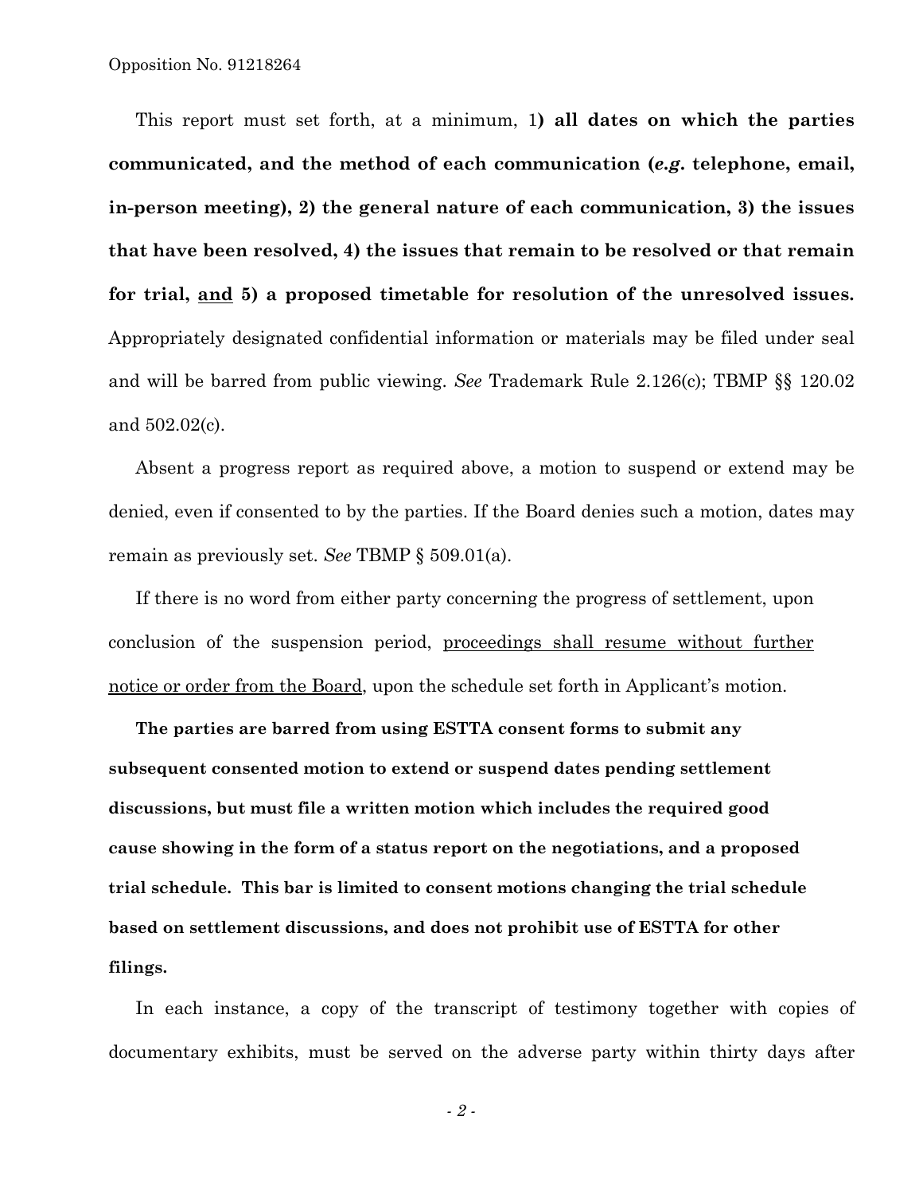This report must set forth, at a minimum, 1**) all dates on which the parties communicated, and the method of each communication (*e.g.* telephone, email, in-person meeting), 2) the general nature of each communication, 3) the issues that have been resolved, 4) the issues that remain to be resolved or that remain for trial, <u>and</u> 5) a proposed timetable for resolution of the unresolved issues.** Appropriately designated confidential information or materials may be filed under seal and will be barred from public viewing. *See* Trademark Rule 2.126(c); TBMP §§ 120.02 and 502.02(c).

Absent a progress report as required above, a motion to suspend or extend may be denied, even if consented to by the parties. If the Board denies such a motion, dates may remain as previously set. *See* TBMP § 509.01(a).

If there is no word from either party concerning the progress of settlement, upon conclusion of the suspension period, <u>proceedings shall resume without further notice or order from the Board</u>, upon the schedule set forth in Applicant's motion.

**The parties are barred from using ESTTA consent forms to submit any subsequent consented motion to extend or suspend dates pending settlement discussions, but must file a written motion which includes the required good cause showing in the form of a status report on the negotiations, and a proposed trial schedule. This bar is limited to consent motions changing the trial schedule based on settlement discussions, and does not prohibit use of ESTTA for other filings.**

In each instance, a copy of the transcript of testimony together with copies of documentary exhibits, must be served on the adverse party within thirty days after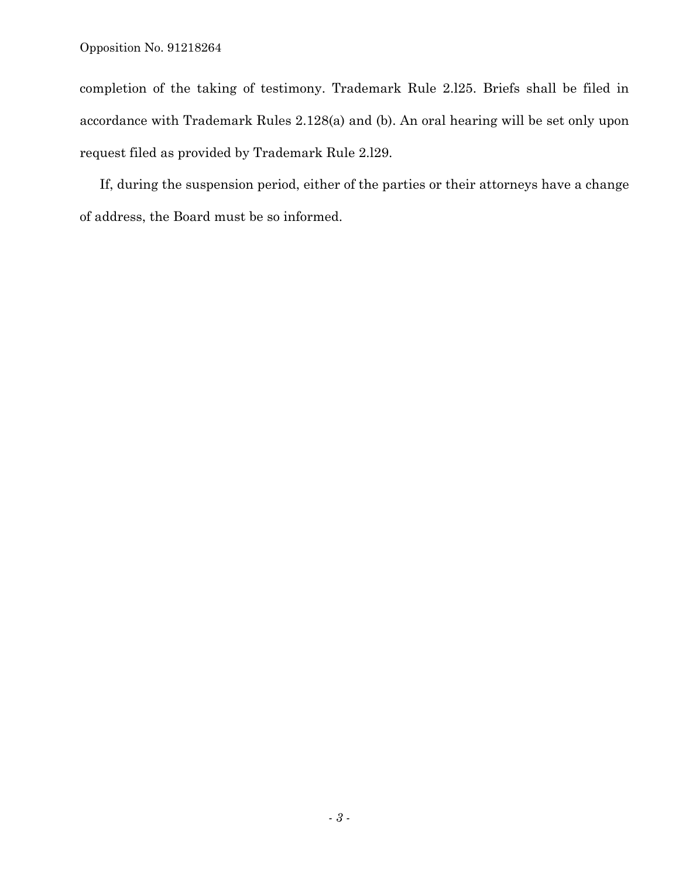completion of the taking of testimony. Trademark Rule 2.l25. Briefs shall be filed in accordance with Trademark Rules 2.128(a) and (b). An oral hearing will be set only upon request filed as provided by Trademark Rule 2.l29.

If, during the suspension period, either of the parties or their attorneys have a change of address, the Board must be so informed.